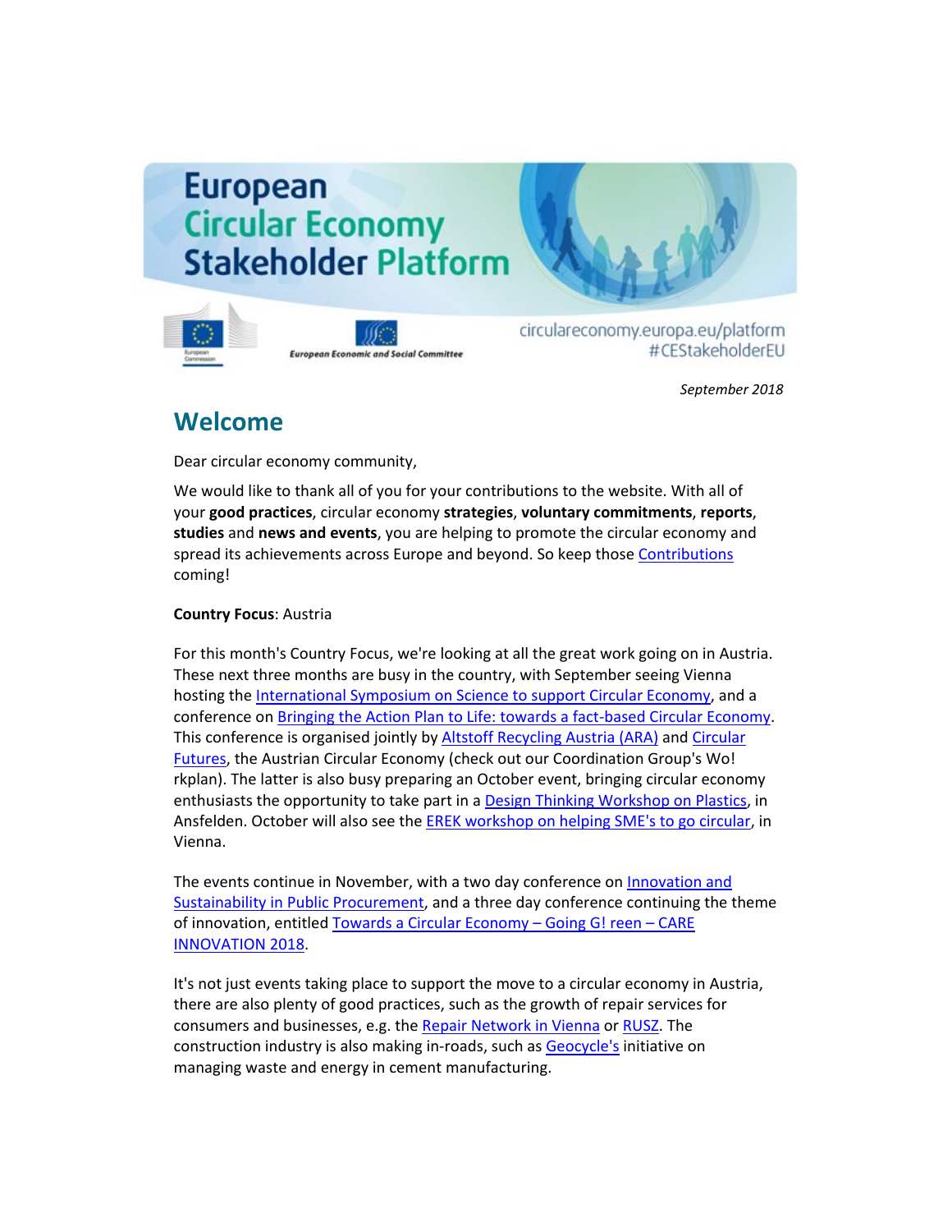# European Circular Economy Stakeholder Platform

circulareconomy.europa.eu/platform
#CEStakeholderEU

*September 2018*

## Welcome

Dear circular economy community,

We would like to thank all of you for your contributions to the website. With all of your **good practices**, circular economy **strategies**, **voluntary commitments**, **reports**, **studies** and **news and events**, you are helping to promote the circular economy and spread its achievements across Europe and beyond. So keep those Contributions coming!

**Country Focus**: Austria

For this month's Country Focus, we're looking at all the great work going on in Austria. These next three months are busy in the country, with September seeing Vienna hosting the International Symposium on Science to support Circular Economy, and a conference on Bringing the Action Plan to Life: towards a fact-based Circular Economy. This conference is organised jointly by Altstoff Recycling Austria (ARA) and Circular Futures, the Austrian Circular Economy (check out our Coordination Group's Wo! rkplan). The latter is also busy preparing an October event, bringing circular economy enthusiasts the opportunity to take part in a Design Thinking Workshop on Plastics, in Ansfelden. October will also see the EREK workshop on helping SME's to go circular, in Vienna.

The events continue in November, with a two day conference on Innovation and Sustainability in Public Procurement, and a three day conference continuing the theme of innovation, entitled Towards a Circular Economy – Going G! reen – CARE INNOVATION 2018.

It's not just events taking place to support the move to a circular economy in Austria, there are also plenty of good practices, such as the growth of repair services for consumers and businesses, e.g. the Repair Network in Vienna or RUSZ. The construction industry is also making in-roads, such as Geocycle's initiative on managing waste and energy in cement manufacturing.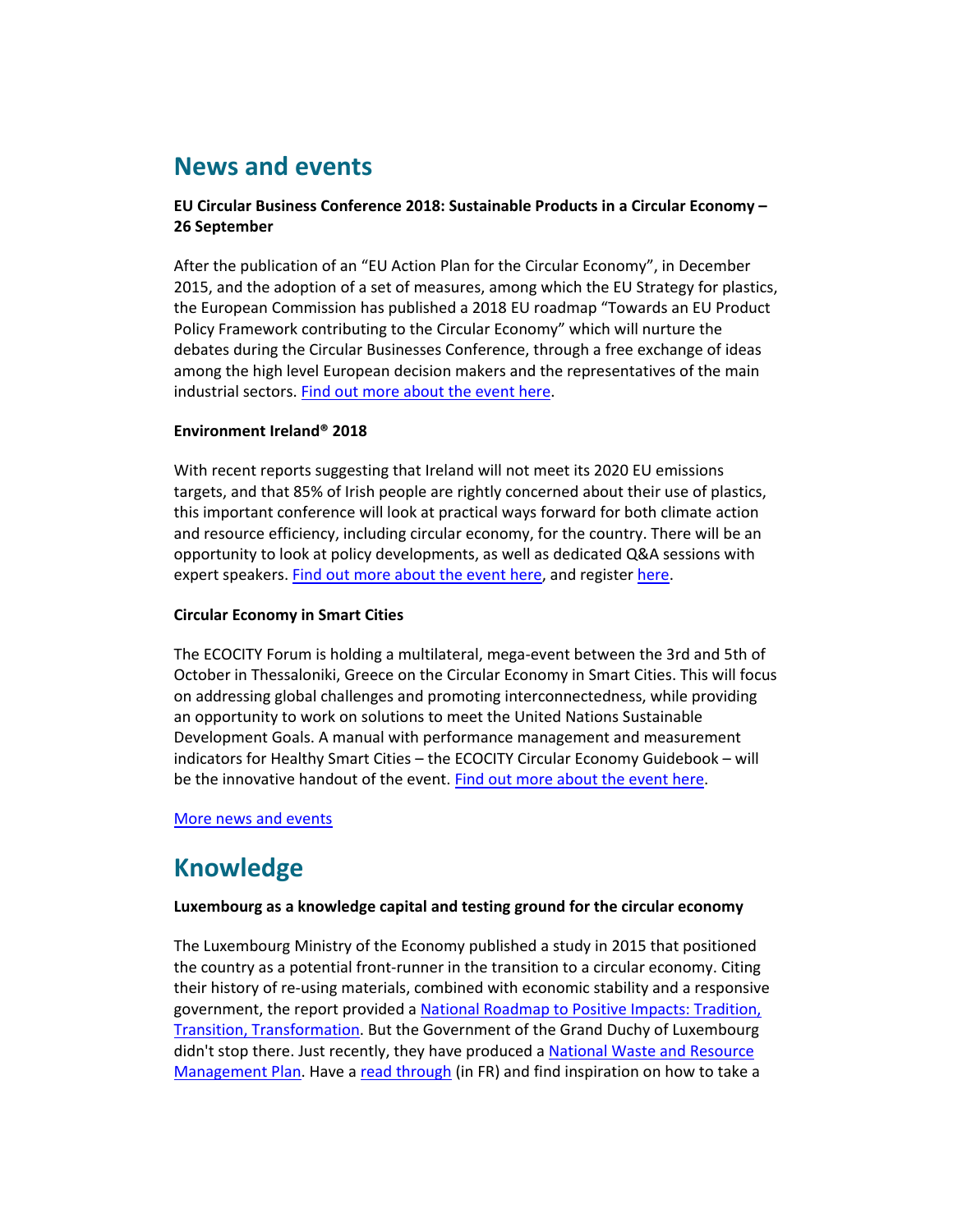## News and events

**EU Circular Business Conference 2018: Sustainable Products in a Circular Economy – 26 September**

After the publication of an "EU Action Plan for the Circular Economy", in December 2015, and the adoption of a set of measures, among which the EU Strategy for plastics, the European Commission has published a 2018 EU roadmap "Towards an EU Product Policy Framework contributing to the Circular Economy" which will nurture the debates during the Circular Businesses Conference, through a free exchange of ideas among the high level European decision makers and the representatives of the main industrial sectors. Find out more about the event here.

**Environment Ireland® 2018**

With recent reports suggesting that Ireland will not meet its 2020 EU emissions targets, and that 85% of Irish people are rightly concerned about their use of plastics, this important conference will look at practical ways forward for both climate action and resource efficiency, including circular economy, for the country. There will be an opportunity to look at policy developments, as well as dedicated Q&A sessions with expert speakers. Find out more about the event here, and register here.

**Circular Economy in Smart Cities**

The ECOCITY Forum is holding a multilateral, mega-event between the 3rd and 5th of October in Thessaloniki, Greece on the Circular Economy in Smart Cities. This will focus on addressing global challenges and promoting interconnectedness, while providing an opportunity to work on solutions to meet the United Nations Sustainable Development Goals. A manual with performance management and measurement indicators for Healthy Smart Cities – the ECOCITY Circular Economy Guidebook – will be the innovative handout of the event. Find out more about the event here.

More news and events

## Knowledge

**Luxembourg as a knowledge capital and testing ground for the circular economy**

The Luxembourg Ministry of the Economy published a study in 2015 that positioned the country as a potential front-runner in the transition to a circular economy. Citing their history of re-using materials, combined with economic stability and a responsive government, the report provided a National Roadmap to Positive Impacts: Tradition, Transition, Transformation. But the Government of the Grand Duchy of Luxembourg didn't stop there. Just recently, they have produced a National Waste and Resource Management Plan. Have a read through (in FR) and find inspiration on how to take a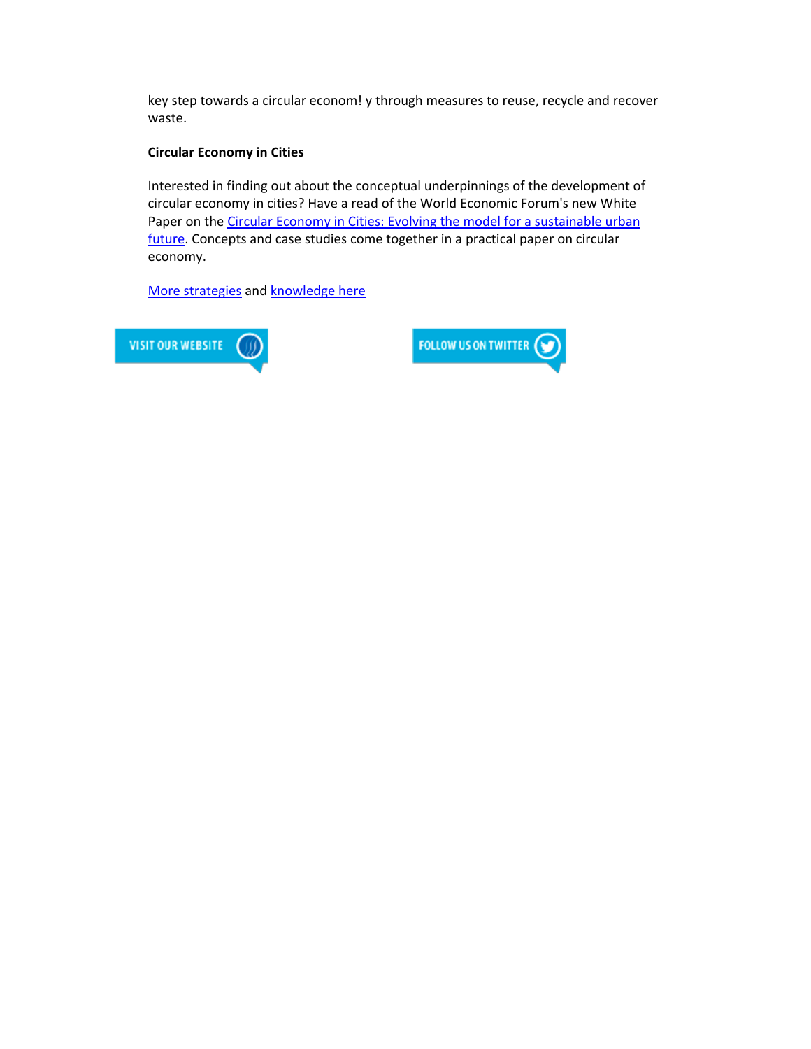key step towards a circular econom! y through measures to reuse, recycle and recover waste.

**Circular Economy in Cities**

Interested in finding out about the conceptual underpinnings of the development of circular economy in cities? Have a read of the World Economic Forum's new White Paper on the Circular Economy in Cities: Evolving the model for a sustainable urban future. Concepts and case studies come together in a practical paper on circular economy.

More strategies and knowledge here

VISIT OUR WEBSITE

FOLLOW US ON TWITTER